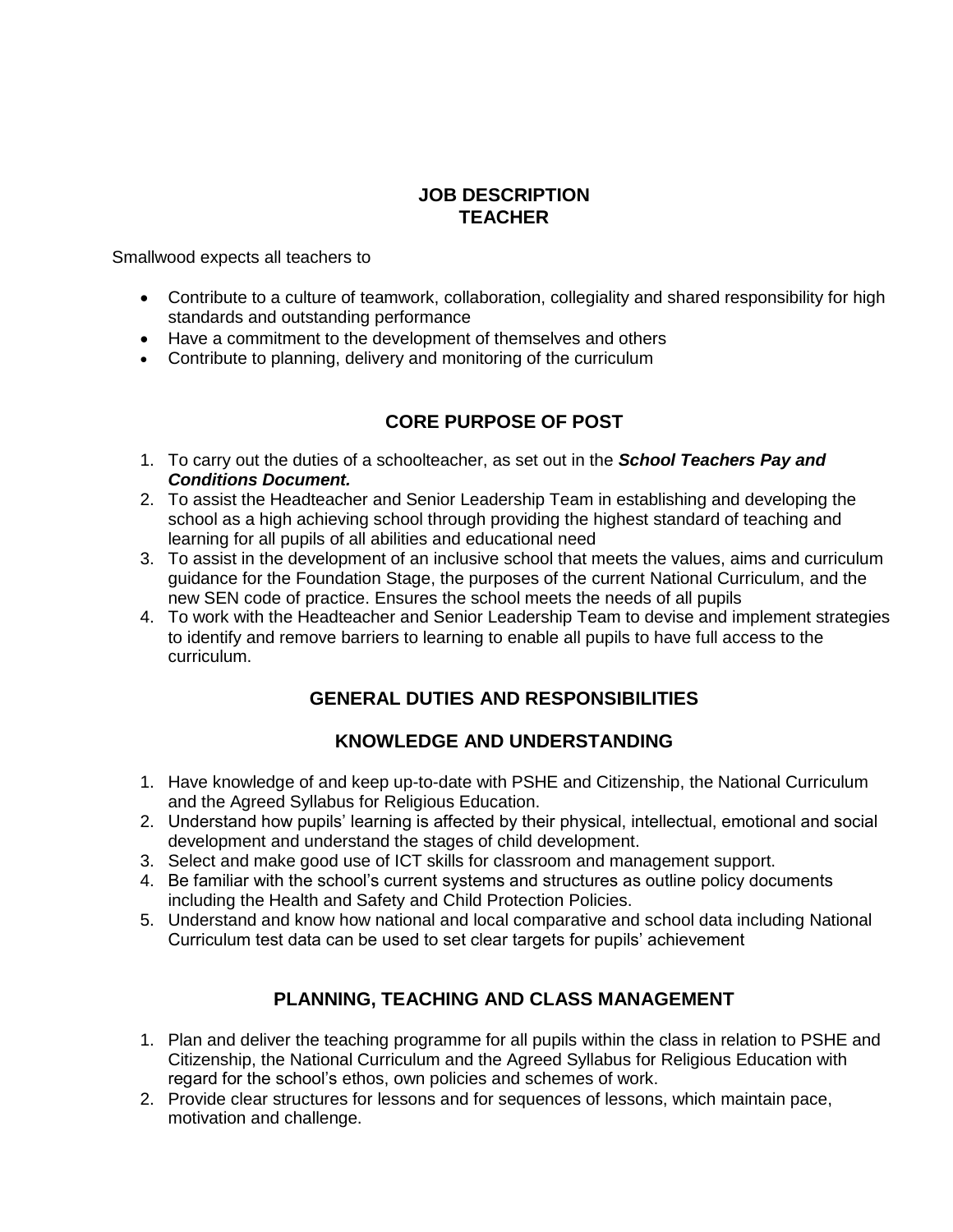# JOB DESCRIPTION
# TEACHER

Smallwood expects all teachers to

- Contribute to a culture of teamwork, collaboration, collegiality and shared responsibility for high standards and outstanding performance
- Have a commitment to the development of themselves and others
- Contribute to planning, delivery and monitoring of the curriculum

## CORE PURPOSE OF POST

1. To carry out the duties of a schoolteacher, as set out in the ***School Teachers Pay and Conditions Document.***
2. To assist the Headteacher and Senior Leadership Team in establishing and developing the school as a high achieving school through providing the highest standard of teaching and learning for all pupils of all abilities and educational need
3. To assist in the development of an inclusive school that meets the values, aims and curriculum guidance for the Foundation Stage, the purposes of the current National Curriculum, and the new SEN code of practice. Ensures the school meets the needs of all pupils
4. To work with the Headteacher and Senior Leadership Team to devise and implement strategies to identify and remove barriers to learning to enable all pupils to have full access to the curriculum.

## GENERAL DUTIES AND RESPONSIBILITIES

### KNOWLEDGE AND UNDERSTANDING

1. Have knowledge of and keep up-to-date with PSHE and Citizenship, the National Curriculum and the Agreed Syllabus for Religious Education.
2. Understand how pupils' learning is affected by their physical, intellectual, emotional and social development and understand the stages of child development.
3. Select and make good use of ICT skills for classroom and management support.
4. Be familiar with the school's current systems and structures as outline policy documents including the Health and Safety and Child Protection Policies.
5. Understand and know how national and local comparative and school data including National Curriculum test data can be used to set clear targets for pupils' achievement

### PLANNING, TEACHING AND CLASS MANAGEMENT

1. Plan and deliver the teaching programme for all pupils within the class in relation to PSHE and Citizenship, the National Curriculum and the Agreed Syllabus for Religious Education with regard for the school's ethos, own policies and schemes of work.
2. Provide clear structures for lessons and for sequences of lessons, which maintain pace, motivation and challenge.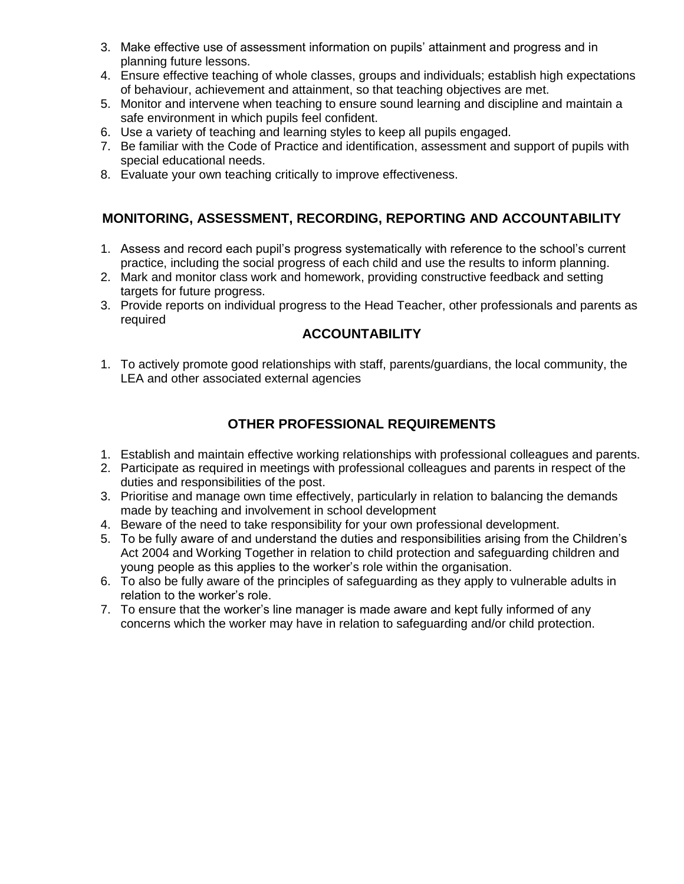3. Make effective use of assessment information on pupils' attainment and progress and in planning future lessons.
4. Ensure effective teaching of whole classes, groups and individuals; establish high expectations of behaviour, achievement and attainment, so that teaching objectives are met.
5. Monitor and intervene when teaching to ensure sound learning and discipline and maintain a safe environment in which pupils feel confident.
6. Use a variety of teaching and learning styles to keep all pupils engaged.
7. Be familiar with the Code of Practice and identification, assessment and support of pupils with special educational needs.
8. Evaluate your own teaching critically to improve effectiveness.

## MONITORING, ASSESSMENT, RECORDING, REPORTING AND ACCOUNTABILITY

1. Assess and record each pupil's progress systematically with reference to the school's current practice, including the social progress of each child and use the results to inform planning.
2. Mark and monitor class work and homework, providing constructive feedback and setting targets for future progress.
3. Provide reports on individual progress to the Head Teacher, other professionals and parents as required

## ACCOUNTABILITY

1. To actively promote good relationships with staff, parents/guardians, the local community, the LEA and other associated external agencies

## OTHER PROFESSIONAL REQUIREMENTS

1. Establish and maintain effective working relationships with professional colleagues and parents.
2. Participate as required in meetings with professional colleagues and parents in respect of the duties and responsibilities of the post.
3. Prioritise and manage own time effectively, particularly in relation to balancing the demands made by teaching and involvement in school development
4. Beware of the need to take responsibility for your own professional development.
5. To be fully aware of and understand the duties and responsibilities arising from the Children's Act 2004 and Working Together in relation to child protection and safeguarding children and young people as this applies to the worker's role within the organisation.
6. To also be fully aware of the principles of safeguarding as they apply to vulnerable adults in relation to the worker's role.
7. To ensure that the worker's line manager is made aware and kept fully informed of any concerns which the worker may have in relation to safeguarding and/or child protection.